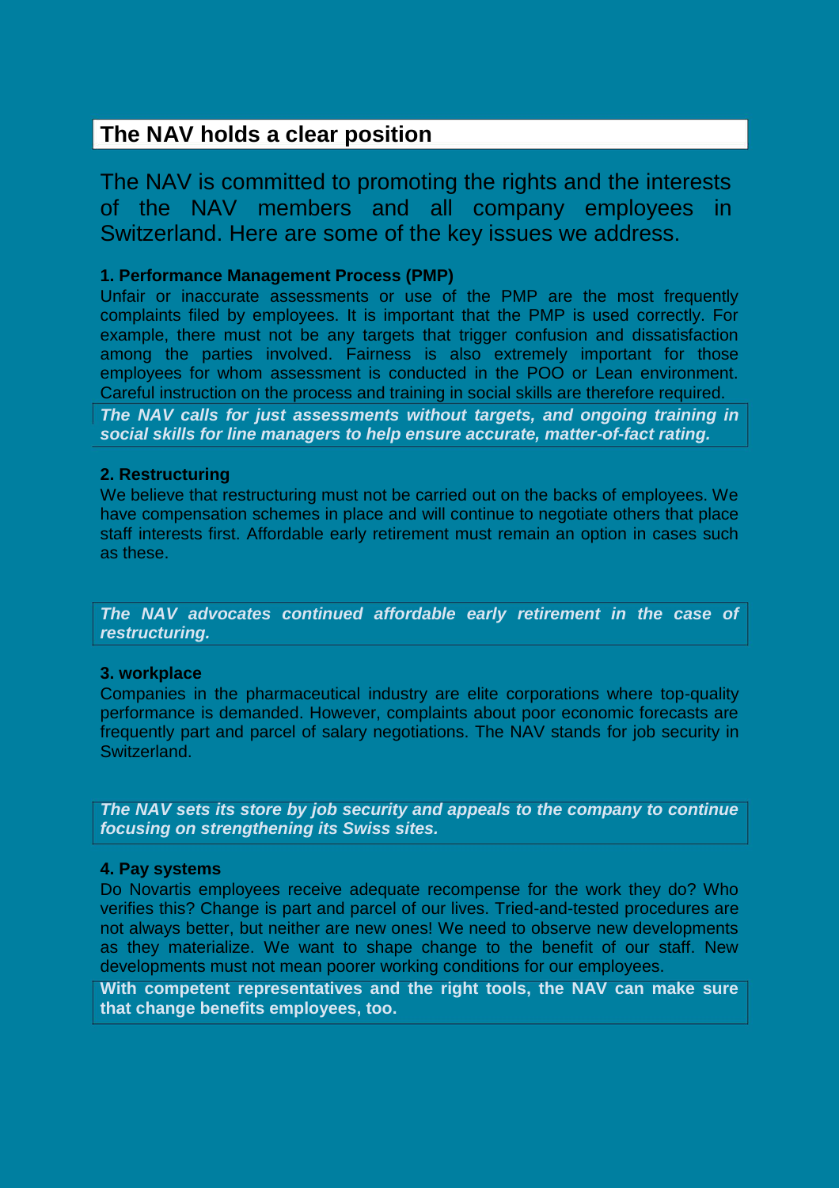## The NAV holds a clear position

The NAV is committed to promoting the rights and the interests of the NAV members and all company employees in Switzerland. Here are some of the key issues we address.

### 1. Performance Management Process (PMP)

Unfair or inaccurate assessments or use of the PMP are the most frequently complaints filed by employees. It is important that the PMP is used correctly. For example, there must not be any targets that trigger confusion and dissatisfaction among the parties involved. Fairness is also extremely important for those employees for whom assessment is conducted in the POO or Lean environment. Careful instruction on the process and training in social skills are therefore required.

***The NAV calls for just assessments without targets, and ongoing training in social skills for line managers to help ensure accurate, matter-of-fact rating.***

### 2. Restructuring

We believe that restructuring must not be carried out on the backs of employees. We have compensation schemes in place and will continue to negotiate others that place staff interests first. Affordable early retirement must remain an option in cases such as these.

***The NAV advocates continued affordable early retirement in the case of restructuring.***

### 3. workplace

Companies in the pharmaceutical industry are elite corporations where top-quality performance is demanded. However, complaints about poor economic forecasts are frequently part and parcel of salary negotiations. The NAV stands for job security in Switzerland.

***The NAV sets its store by job security and appeals to the company to continue focusing on strengthening its Swiss sites.***

### 4. Pay systems

Do Novartis employees receive adequate recompense for the work they do? Who verifies this? Change is part and parcel of our lives. Tried-and-tested procedures are not always better, but neither are new ones! We need to observe new developments as they materialize. We want to shape change to the benefit of our staff. New developments must not mean poorer working conditions for our employees.

**With competent representatives and the right tools, the NAV can make sure that change benefits employees, too.**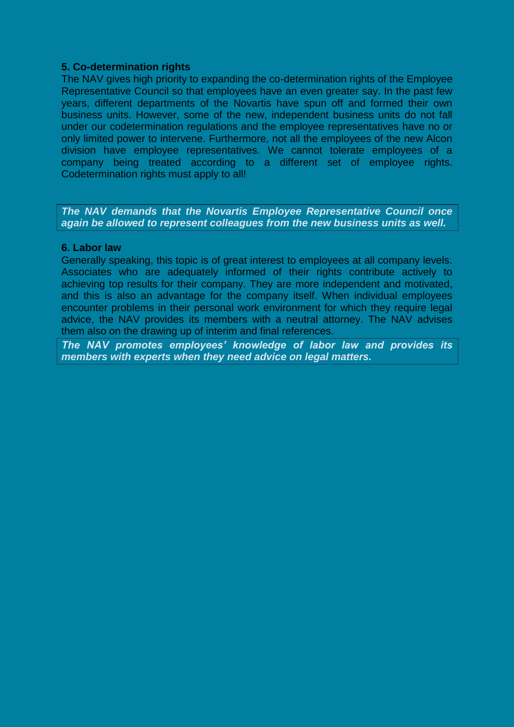**5. Co-determination rights**

The NAV gives high priority to expanding the co-determination rights of the Employee Representative Council so that employees have an even greater say. In the past few years, different departments of the Novartis have spun off and formed their own business units. However, some of the new, independent business units do not fall under our codetermination regulations and the employee representatives have no or only limited power to intervene. Furthermore, not all the employees of the new Alcon division have employee representatives. We cannot tolerate employees of a company being treated according to a different set of employee rights. Codetermination rights must apply to all!

***The NAV demands that the Novartis Employee Representative Council once again be allowed to represent colleagues from the new business units as well.***

**6. Labor law**

Generally speaking, this topic is of great interest to employees at all company levels. Associates who are adequately informed of their rights contribute actively to achieving top results for their company. They are more independent and motivated, and this is also an advantage for the company itself. When individual employees encounter problems in their personal work environment for which they require legal advice, the NAV provides its members with a neutral attorney. The NAV advises them also on the drawing up of interim and final references.

***The NAV promotes employees' knowledge of labor law and provides its members with experts when they need advice on legal matters.***